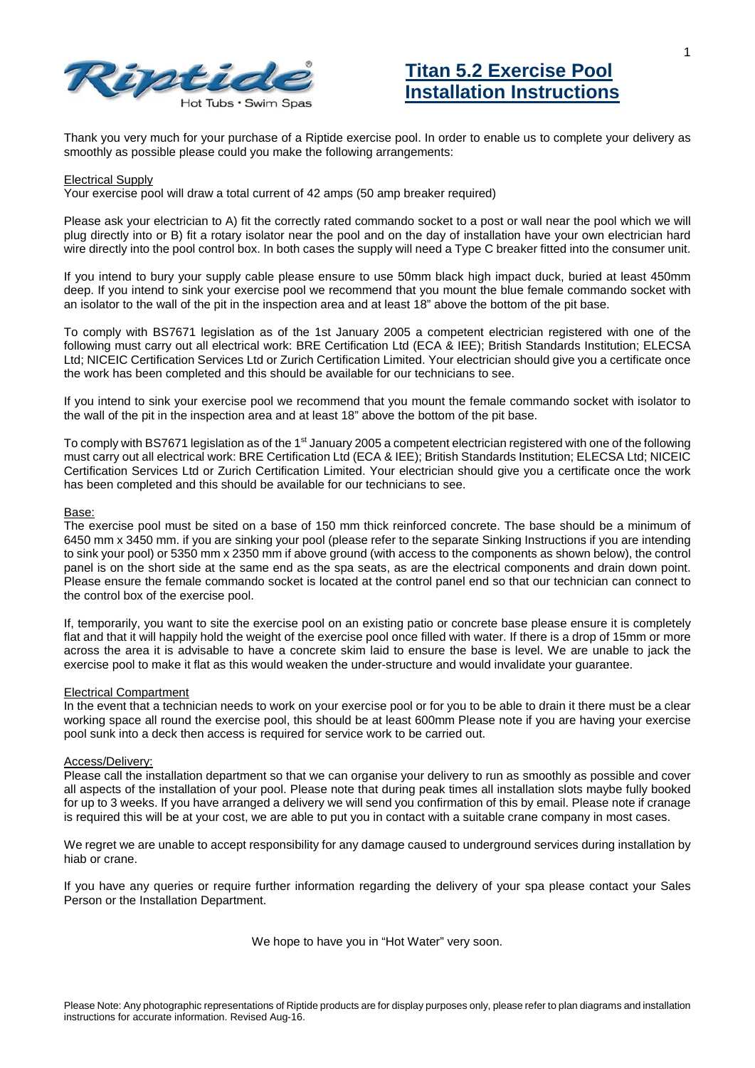# Titan 5.2 Exercise Pool Installation Instructions

Thank you very much for your purchase of a Riptide exercise pool. In order to enable us to complete your delivery as smoothly as possible please could you make the following arrangements:

## Electrical Supply

Your exercise pool will draw a total current of 42 amps (50 amp breaker required)

Please ask your electrician to A) fit the correctly rated commando socket to a post or wall near the pool which we will plug directly into or B) fit a rotary isolator near the pool and on the day of installation have your own electrician hard wire directly into the pool control box. In both cases the supply will need a Type C breaker fitted into the consumer unit.

If you intend to bury your supply cable please ensure to use 50mm black high impact duck, buried at least 450mm deep. If you intend to sink your exercise pool we recommend that you mount the blue female commando socket with an isolator to the wall of the pit in the inspection area and at least 18" above the bottom of the pit base.

To comply with BS7671 legislation as of the 1st January 2005 a competent electrician registered with one of the following must carry out all electrical work: BRE Certification Ltd (ECA & IEE); British Standards Institution; ELECSA Ltd; NICEIC Certification Services Ltd or Zurich Certification Limited. Your electrician should give you a certificate once the work has been completed and this should be available for our technicians to see.

If you intend to sink your exercise pool we recommend that you mount the female commando socket with isolator to the wall of the pit in the inspection area and at least 18" above the bottom of the pit base.

To comply with BS7671 legislation as of the 1st January 2005 a competent electrician registered with one of the following must carry out all electrical work: BRE Certification Ltd (ECA & IEE); British Standards Institution; ELECSA Ltd; NICEIC Certification Services Ltd or Zurich Certification Limited. Your electrician should give you a certificate once the work has been completed and this should be available for our technicians to see.

## Base:

The exercise pool must be sited on a base of 150 mm thick reinforced concrete. The base should be a minimum of 6450 mm x 3450 mm. if you are sinking your pool (please refer to the separate Sinking Instructions if you are intending to sink your pool) or 5350 mm x 2350 mm if above ground (with access to the components as shown below), the control panel is on the short side at the same end as the spa seats, as are the electrical components and drain down point. Please ensure the female commando socket is located at the control panel end so that our technician can connect to the control box of the exercise pool.

If, temporarily, you want to site the exercise pool on an existing patio or concrete base please ensure it is completely flat and that it will happily hold the weight of the exercise pool once filled with water. If there is a drop of 15mm or more across the area it is advisable to have a concrete skim laid to ensure the base is level. We are unable to jack the exercise pool to make it flat as this would weaken the under-structure and would invalidate your guarantee.

## Electrical Compartment

In the event that a technician needs to work on your exercise pool or for you to be able to drain it there must be a clear working space all round the exercise pool, this should be at least 600mm Please note if you are having your exercise pool sunk into a deck then access is required for service work to be carried out.

## Access/Delivery:

Please call the installation department so that we can organise your delivery to run as smoothly as possible and cover all aspects of the installation of your pool. Please note that during peak times all installation slots maybe fully booked for up to 3 weeks. If you have arranged a delivery we will send you confirmation of this by email. Please note if cranage is required this will be at your cost, we are able to put you in contact with a suitable crane company in most cases.

We regret we are unable to accept responsibility for any damage caused to underground services during installation by hiab or crane.

If you have any queries or require further information regarding the delivery of your spa please contact your Sales Person or the Installation Department.

We hope to have you in "Hot Water" very soon.

Please Note: Any photographic representations of Riptide products are for display purposes only, please refer to plan diagrams and installation instructions for accurate information. Revised Aug-16.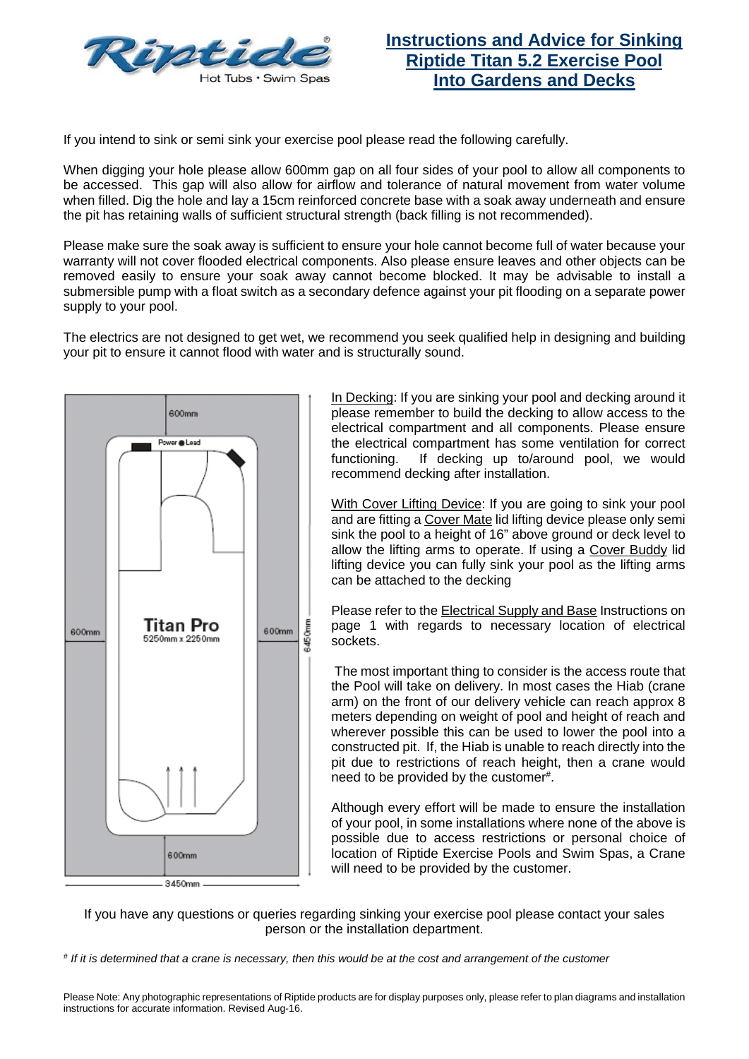# Instructions and Advice for Sinking Riptide Titan 5.2 Exercise Pool Into Gardens and Decks

If you intend to sink or semi sink your exercise pool please read the following carefully.

When digging your hole please allow 600mm gap on all four sides of your pool to allow all components to be accessed. This gap will also allow for airflow and tolerance of natural movement from water volume when filled. Dig the hole and lay a 15cm reinforced concrete base with a soak away underneath and ensure the pit has retaining walls of sufficient structural strength (back filling is not recommended).

Please make sure the soak away is sufficient to ensure your hole cannot become full of water because your warranty will not cover flooded electrical components. Also please ensure leaves and other objects can be removed easily to ensure your soak away cannot become blocked. It may be advisable to install a submersible pump with a float switch as a secondary defence against your pit flooding on a separate power supply to your pool.

The electrics are not designed to get wet, we recommend you seek qualified help in designing and building your pit to ensure it cannot flood with water and is structurally sound.

600mm

Power ● Lead

600mm

**Titan Pro**
5250mm x 2250mm

600mm

6450mm

600mm

3450mm

In Decking: If you are sinking your pool and decking around it please remember to build the decking to allow access to the electrical compartment and all components. Please ensure the electrical compartment has some ventilation for correct functioning. If decking up to/around pool, we would recommend decking after installation.

With Cover Lifting Device: If you are going to sink your pool and are fitting a Cover Mate lid lifting device please only semi sink the pool to a height of 16" above ground or deck level to allow the lifting arms to operate. If using a Cover Buddy lid lifting device you can fully sink your pool as the lifting arms can be attached to the decking

Please refer to the Electrical Supply and Base Instructions on page 1 with regards to necessary location of electrical sockets.

The most important thing to consider is the access route that the Pool will take on delivery. In most cases the Hiab (crane arm) on the front of our delivery vehicle can reach approx 8 meters depending on weight of pool and height of reach and wherever possible this can be used to lower the pool into a constructed pit. If, the Hiab is unable to reach directly into the pit due to restrictions of reach height, then a crane would need to be provided by the customer[#].

Although every effort will be made to ensure the installation of your pool, in some installations where none of the above is possible due to access restrictions or personal choice of location of Riptide Exercise Pools and Swim Spas, a Crane will need to be provided by the customer.

If you have any questions or queries regarding sinking your exercise pool please contact your sales person or the installation department.

[#] *If it is determined that a crane is necessary, then this would be at the cost and arrangement of the customer*

Please Note: Any photographic representations of Riptide products are for display purposes only, please refer to plan diagrams and installation instructions for accurate information. Revised Aug-16.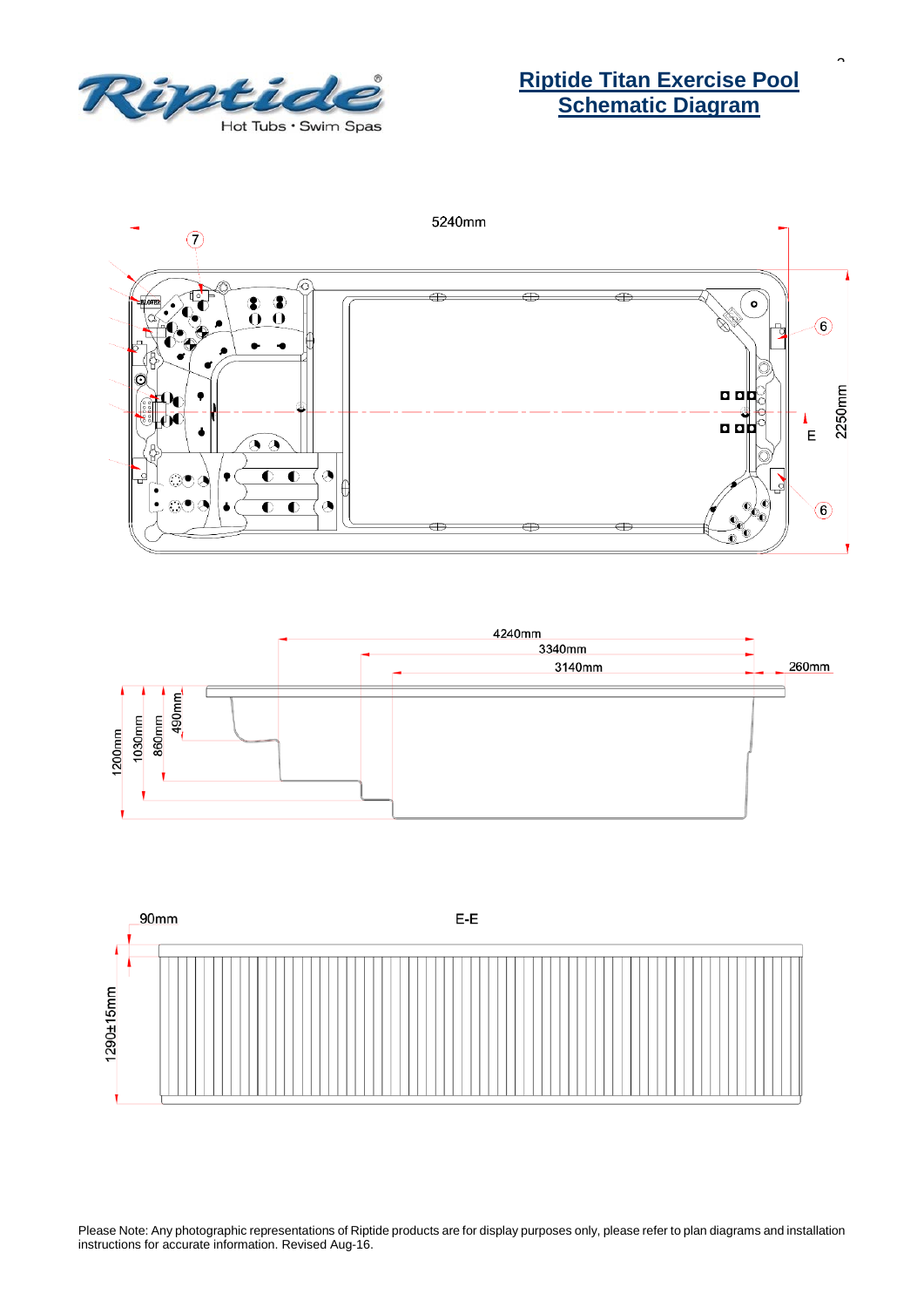# Riptide Titan Exercise Pool Schematic Diagram

5240mm

7

6

6

E

2250mm

4240mm

3340mm

3140mm

260mm

1200mm

1030mm

860mm

490mm

90mm

E-E

1290±15mm

Please Note: Any photographic representations of Riptide products are for display purposes only, please refer to plan diagrams and installation instructions for accurate information. Revised Aug-16.